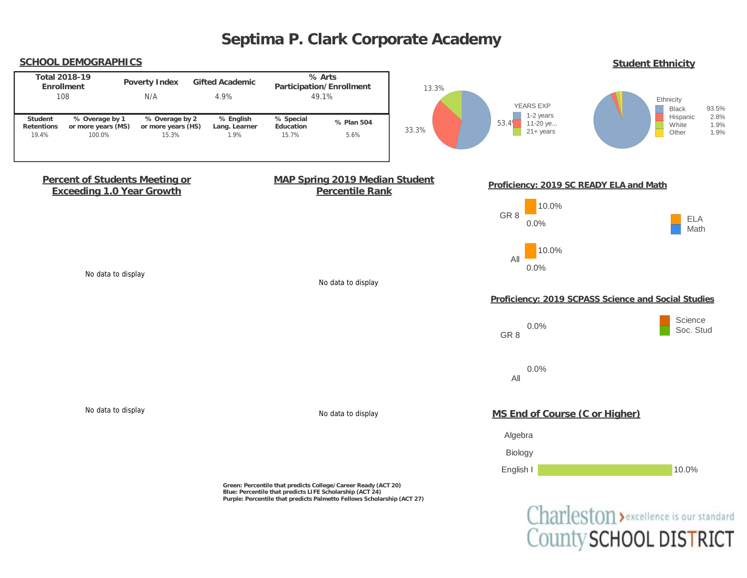# Septima P. Clark Corporate Academy

## SCHOOL DEMOGRAPHICS

| Total 2018-19 Enrollment | Poverty Index | Gifted Academic | % Arts Participation/Enrollment |
|---|---|---|---|
| 108 | N/A | 4.9% | 49.1% |

| Student Retentions | % Overage by 1 or more years (MS) | % Overage by 2 or more years (HS) | % English Lang. Learner | % Special Education | % Plan 504 |
|---|---|---|---|---|---|
| 19.4% | 100.0% | 15.3% | 1.9% | 15.7% | 5.6% |

YEARS EXP

| Years | % |
|---|---|
| 1-2 years | 53.4% |
| 11-20 ye... | 33.3% |
| 21+ years | 13.3% |

## Student Ethnicity

| Ethnicity | % |
|---|---|
| Black | 93.5% |
| Hispanic | 2.8% |
| White | 1.9% |
| Other | 1.9% |

## Percent of Students Meeting or Exceeding 1.0 Year Growth

No data to display

No data to display

## MAP Spring 2019 Median Student Percentile Rank

No data to display

No data to display

Green: Percentile that predicts College/Career Ready (ACT 20)
Blue: Percentile that predicts LIFE Scholarship (ACT 24)
Purple: Percentile that predicts Palmetto Fellows Scholarship (ACT 27)

## Proficiency: 2019 SC READY ELA and Math

| | ELA | Math |
|---|---|---|
| GR 8 | 10.0% | 0.0% |
| All | 10.0% | 0.0% |

## Proficiency: 2019 SCPASS Science and Social Studies

| | Science | Soc. Stud |
|---|---|---|
| GR 8 | 0.0% | |
| All | 0.0% | |

## MS End of Course (C or Higher)

| Course | % |
|---|---|
| Algebra | |
| Biology | |
| English I | 10.0% |

Charleston County SCHOOL DISTRICT › excellence is our standard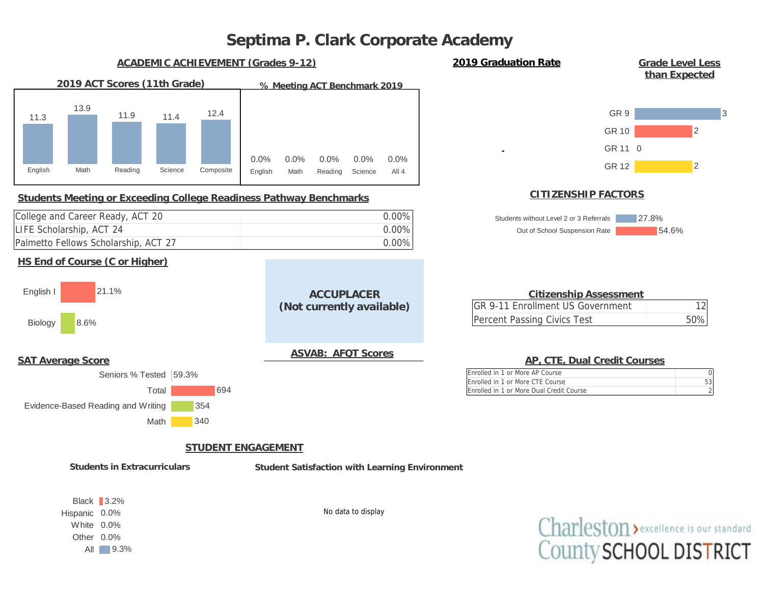# Septima P. Clark Corporate Academy

## ACADEMIC ACHIEVEMENT (Grades 9-12)

### 2019 ACT Scores (11th Grade)

| English | Math | Reading | Science | Composite |
|---|---|---|---|---|
| 11.3 | 13.9 | 11.9 | 11.4 | 12.4 |

### % Meeting ACT Benchmark 2019

| English | Math | Reading | Science | All 4 |
|---|---|---|---|---|
| 0.0% | 0.0% | 0.0% | 0.0% | 0.0% |

### 2019 Graduation Rate

-

### Grade Level Less than Expected

| Grade | Count |
|---|---|
| GR 9 | 3 |
| GR 10 | 2 |
| GR 11 | 0 |
| GR 12 | 2 |

### Students Meeting or Exceeding College Readiness Pathway Benchmarks

| Benchmark | Percent |
|---|---|
| College and Career Ready, ACT 20 | 0.00% |
| LIFE Scholarship, ACT 24 | 0.00% |
| Palmetto Fellows Scholarship, ACT 27 | 0.00% |

### CITIZENSHIP FACTORS

| Factor | Percent |
|---|---|
| Students without Level 2 or 3 Referrals | 27.8% |
| Out of School Suspension Rate | 54.6% |

### HS End of Course (C or Higher)

| Course | Percent |
|---|---|
| English I | 21.1% |
| Biology | 8.6% |

### ACCUPLACER (Not currently available)

### Citizenship Assessment

| Measure | Value |
|---|---|
| GR 9-11 Enrollment US Government | 12 |
| Percent Passing Civics Test | 50% |

### SAT Average Score

| Measure | Value |
|---|---|
| Seniors % Tested | 59.3% |
| Total | 694 |
| Evidence-Based Reading and Writing | 354 |
| Math | 340 |

### ASVAB: AFQT Scores

### AP, CTE, Dual Credit Courses

| Measure | Count |
|---|---|
| Enrolled in 1 or More AP Course | 0 |
| Enrolled in 1 or More CTE Course | 53 |
| Enrolled in 1 or More Dual Credit Course | 2 |

## STUDENT ENGAGEMENT

### Students in Extracurriculars

| Group | Percent |
|---|---|
| Black | 3.2% |
| Hispanic | 0.0% |
| White | 0.0% |
| Other | 0.0% |
| All | 9.3% |

### Student Satisfaction with Learning Environment

No data to display

Charleston County SCHOOL DISTRICT – excellence is our standard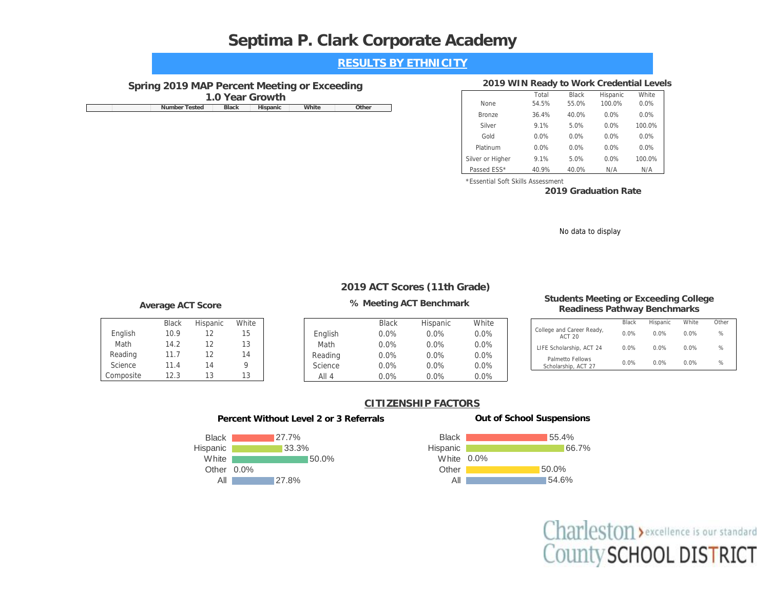# Septima P. Clark Corporate Academy

## RESULTS BY ETHNICITY

### Spring 2019 MAP Percent Meeting or Exceeding 1.0 Year Growth

| | | Number Tested | Black | Hispanic | White | Other |
|---|---|---|---|---|---|---|

### 2019 WIN Ready to Work Credential Levels

| | Total | Black | Hispanic | White |
|---|---|---|---|---|
| None | 54.5% | 55.0% | 100.0% | 0.0% |
| Bronze | 36.4% | 40.0% | 0.0% | 0.0% |
| Silver | 9.1% | 5.0% | 0.0% | 100.0% |
| Gold | 0.0% | 0.0% | 0.0% | 0.0% |
| Platinum | 0.0% | 0.0% | 0.0% | 0.0% |
| Silver or Higher | 9.1% | 5.0% | 0.0% | 100.0% |
| Passed ESS* | 40.9% | 40.0% | N/A | N/A |

*Essential Soft Skills Assessment

### 2019 Graduation Rate

No data to display

### 2019 ACT Scores (11th Grade)

#### Average ACT Score

| | Black | Hispanic | White |
|---|---|---|---|
| English | 10.9 | 12 | 15 |
| Math | 14.2 | 12 | 13 |
| Reading | 11.7 | 12 | 14 |
| Science | 11.4 | 14 | 9 |
| Composite | 12.3 | 13 | 13 |

#### % Meeting ACT Benchmark

| | Black | Hispanic | White |
|---|---|---|---|
| English | 0.0% | 0.0% | 0.0% |
| Math | 0.0% | 0.0% | 0.0% |
| Reading | 0.0% | 0.0% | 0.0% |
| Science | 0.0% | 0.0% | 0.0% |
| All 4 | 0.0% | 0.0% | 0.0% |

#### Students Meeting or Exceeding College Readiness Pathway Benchmarks

| | Black | Hispanic | White | Other |
|---|---|---|---|---|
| College and Career Ready, ACT 20 | 0.0% | 0.0% | 0.0% | % |
| LIFE Scholarship, ACT 24 | 0.0% | 0.0% | 0.0% | % |
| Palmetto Fellows Scholarship, ACT 27 | 0.0% | 0.0% | 0.0% | % |

## CITIZENSHIP FACTORS

#### Percent Without Level 2 or 3 Referrals

| | |
|---|---|
| Black | 27.7% |
| Hispanic | 33.3% |
| White | 50.0% |
| Other | 0.0% |
| All | 27.8% |

#### Out of School Suspensions

| | |
|---|---|
| Black | 55.4% |
| Hispanic | 66.7% |
| White | 0.0% |
| Other | 50.0% |
| All | 54.6% |

Charleston County SCHOOL DISTRICT › excellence is our standard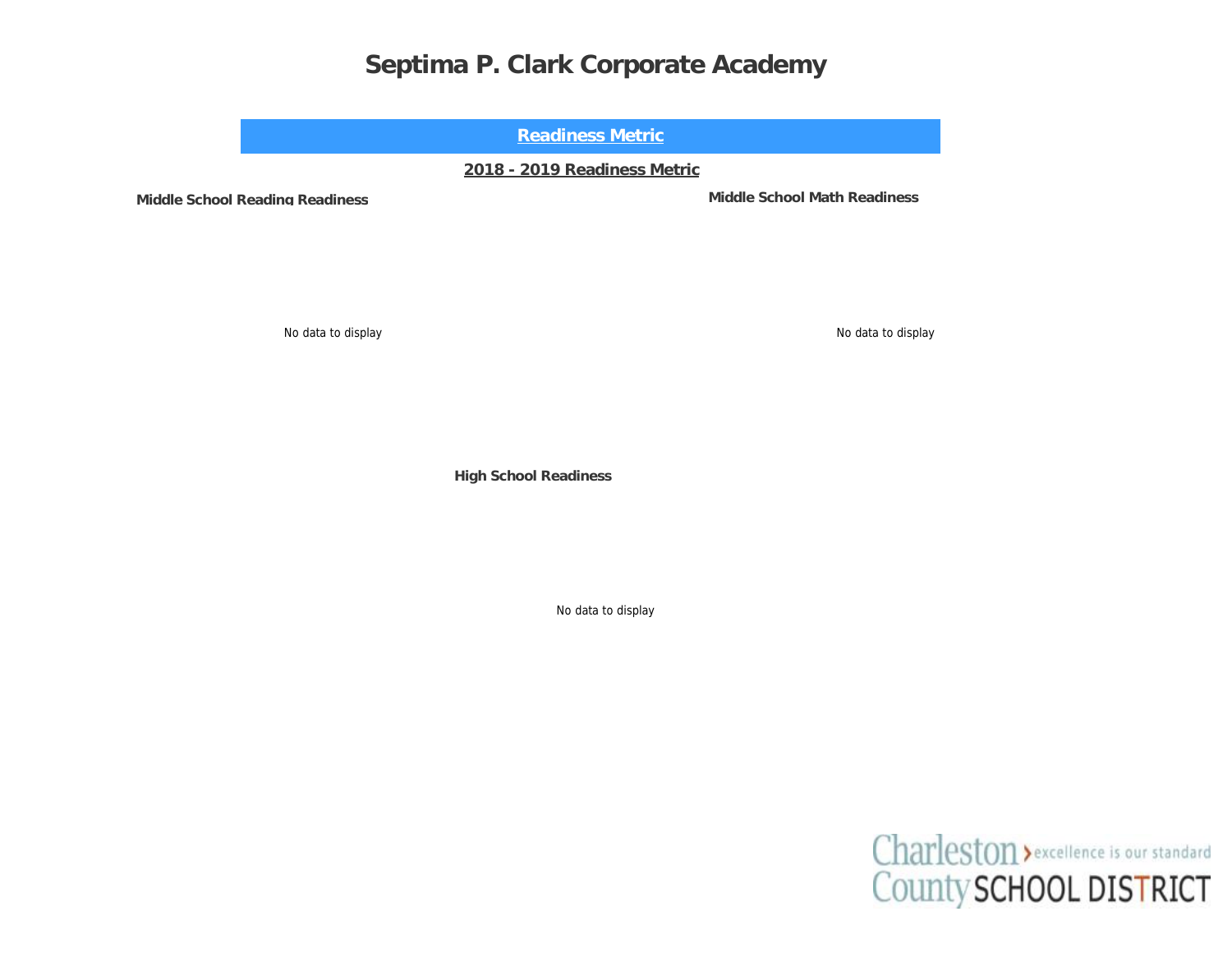# Septima P. Clark Corporate Academy

## Readiness Metric

### 2018 - 2019 Readiness Metric

**Middle School Reading Readiness**

No data to display

**Middle School Math Readiness**

No data to display

**High School Readiness**

No data to display

Charleston County SCHOOL DISTRICT › excellence is our standard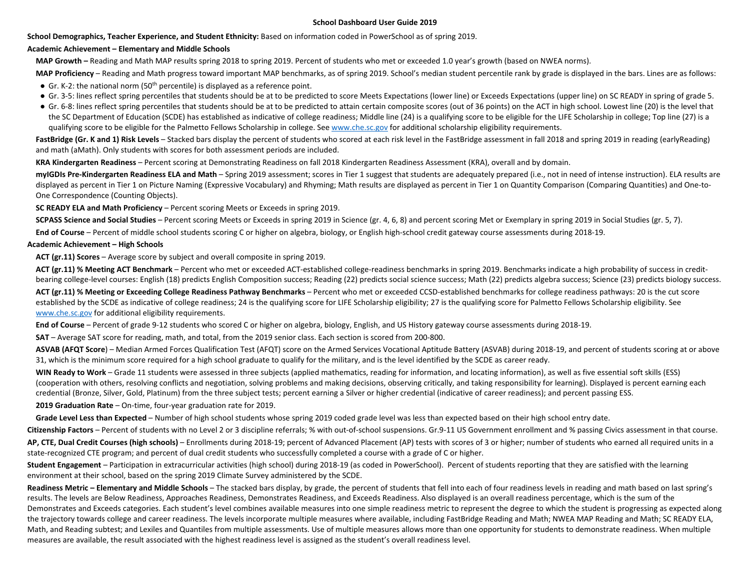# School Dashboard User Guide 2019

**School Demographics, Teacher Experience, and Student Ethnicity:** Based on information coded in PowerSchool as of spring 2019.

## Academic Achievement – Elementary and Middle Schools

**MAP Growth –** Reading and Math MAP results spring 2018 to spring 2019. Percent of students who met or exceeded 1.0 year's growth (based on NWEA norms).

**MAP Proficiency** – Reading and Math progress toward important MAP benchmarks, as of spring 2019. School's median student percentile rank by grade is displayed in the bars. Lines are as follows:

- Gr. K-2: the national norm (50th percentile) is displayed as a reference point.
- Gr. 3-5: lines reflect spring percentiles that students should be at to be predicted to score Meets Expectations (lower line) or Exceeds Expectations (upper line) on SC READY in spring of grade 5.
- Gr. 6-8: lines reflect spring percentiles that students should be at to be predicted to attain certain composite scores (out of 36 points) on the ACT in high school. Lowest line (20) is the level that the SC Department of Education (SCDE) has established as indicative of college readiness; Middle line (24) is a qualifying score to be eligible for the LIFE Scholarship in college; Top line (27) is a qualifying score to be eligible for the Palmetto Fellows Scholarship in college. See www.che.sc.gov for additional scholarship eligibility requirements.

**FastBridge (Gr. K and 1) Risk Levels** – Stacked bars display the percent of students who scored at each risk level in the FastBridge assessment in fall 2018 and spring 2019 in reading (earlyReading) and math (aMath). Only students with scores for both assessment periods are included.

**KRA Kindergarten Readiness** – Percent scoring at Demonstrating Readiness on fall 2018 Kindergarten Readiness Assessment (KRA), overall and by domain.

**myIGDIs Pre-Kindergarten Readiness ELA and Math** – Spring 2019 assessment; scores in Tier 1 suggest that students are adequately prepared (i.e., not in need of intense instruction). ELA results are displayed as percent in Tier 1 on Picture Naming (Expressive Vocabulary) and Rhyming; Math results are displayed as percent in Tier 1 on Quantity Comparison (Comparing Quantities) and One-to-One Correspondence (Counting Objects).

**SC READY ELA and Math Proficiency** – Percent scoring Meets or Exceeds in spring 2019.

**SCPASS Science and Social Studies** – Percent scoring Meets or Exceeds in spring 2019 in Science (gr. 4, 6, 8) and percent scoring Met or Exemplary in spring 2019 in Social Studies (gr. 5, 7).

**End of Course** – Percent of middle school students scoring C or higher on algebra, biology, or English high-school credit gateway course assessments during 2018-19.

## Academic Achievement – High Schools

**ACT (gr.11) Scores** – Average score by subject and overall composite in spring 2019.

**ACT (gr.11) % Meeting ACT Benchmark** – Percent who met or exceeded ACT-established college-readiness benchmarks in spring 2019. Benchmarks indicate a high probability of success in credit-bearing college-level courses: English (18) predicts English Composition success; Reading (22) predicts social science success; Math (22) predicts algebra success; Science (23) predicts biology success.

**ACT (gr.11) % Meeting or Exceeding College Readiness Pathway Benchmarks** – Percent who met or exceeded CCSD-established benchmarks for college readiness pathways: 20 is the cut score established by the SCDE as indicative of college readiness; 24 is the qualifying score for LIFE Scholarship eligibility; 27 is the qualifying score for Palmetto Fellows Scholarship eligibility. See www.che.sc.gov for additional eligibility requirements.

**End of Course** – Percent of grade 9-12 students who scored C or higher on algebra, biology, English, and US History gateway course assessments during 2018-19.

**SAT** – Average SAT score for reading, math, and total, from the 2019 senior class. Each section is scored from 200-800.

**ASVAB (AFQT Score**) – Median Armed Forces Qualification Test (AFQT) score on the Armed Services Vocational Aptitude Battery (ASVAB) during 2018-19, and percent of students scoring at or above 31, which is the minimum score required for a high school graduate to qualify for the military, and is the level identified by the SCDE as career ready.

**WIN Ready to Work** – Grade 11 students were assessed in three subjects (applied mathematics, reading for information, and locating information), as well as five essential soft skills (ESS) (cooperation with others, resolving conflicts and negotiation, solving problems and making decisions, observing critically, and taking responsibility for learning). Displayed is percent earning each credential (Bronze, Silver, Gold, Platinum) from the three subject tests; percent earning a Silver or higher credential (indicative of career readiness); and percent passing ESS.

**2019 Graduation Rate** – On-time, four-year graduation rate for 2019.

**Grade Level Less than Expected** – Number of high school students whose spring 2019 coded grade level was less than expected based on their high school entry date.

**Citizenship Factors** – Percent of students with no Level 2 or 3 discipline referrals; % with out-of-school suspensions. Gr.9-11 US Government enrollment and % passing Civics assessment in that course.

**AP, CTE, Dual Credit Courses (high schools)** – Enrollments during 2018-19; percent of Advanced Placement (AP) tests with scores of 3 or higher; number of students who earned all required units in a state-recognized CTE program; and percent of dual credit students who successfully completed a course with a grade of C or higher.

**Student Engagement** – Participation in extracurricular activities (high school) during 2018-19 (as coded in PowerSchool). Percent of students reporting that they are satisfied with the learning environment at their school, based on the spring 2019 Climate Survey administered by the SCDE.

**Readiness Metric – Elementary and Middle Schools** – The stacked bars display, by grade, the percent of students that fell into each of four readiness levels in reading and math based on last spring's results. The levels are Below Readiness, Approaches Readiness, Demonstrates Readiness, and Exceeds Readiness. Also displayed is an overall readiness percentage, which is the sum of the Demonstrates and Exceeds categories. Each student's level combines available measures into one simple readiness metric to represent the degree to which the student is progressing as expected along the trajectory towards college and career readiness. The levels incorporate multiple measures where available, including FastBridge Reading and Math; NWEA MAP Reading and Math; SC READY ELA, Math, and Reading subtest; and Lexiles and Quantiles from multiple assessments. Use of multiple measures allows more than one opportunity for students to demonstrate readiness. When multiple measures are available, the result associated with the highest readiness level is assigned as the student's overall readiness level.